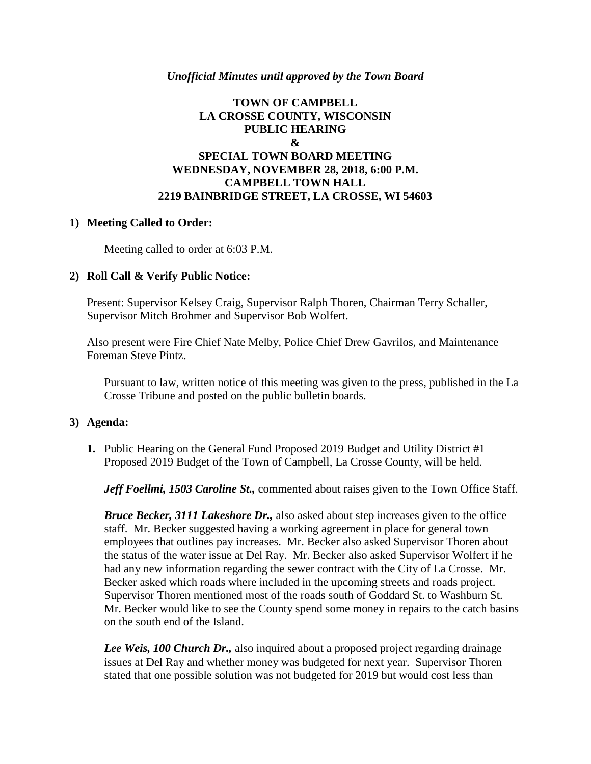*Unofficial Minutes until approved by the Town Board*

# TOWN OF CAMPBELL
## LA CROSSE COUNTY, WISCONSIN
## PUBLIC HEARING
## &
## SPECIAL TOWN BOARD MEETING
## WEDNESDAY, NOVEMBER 28, 2018, 6:00 P.M.
## CAMPBELL TOWN HALL
## 2219 BAINBRIDGE STREET, LA CROSSE, WI 54603

**1) Meeting Called to Order:**

Meeting called to order at 6:03 P.M.

**2) Roll Call & Verify Public Notice:**

Present: Supervisor Kelsey Craig, Supervisor Ralph Thoren, Chairman Terry Schaller, Supervisor Mitch Brohmer and Supervisor Bob Wolfert.

Also present were Fire Chief Nate Melby, Police Chief Drew Gavrilos, and Maintenance Foreman Steve Pintz.

Pursuant to law, written notice of this meeting was given to the press, published in the La Crosse Tribune and posted on the public bulletin boards.

**3) Agenda:**

**1.** Public Hearing on the General Fund Proposed 2019 Budget and Utility District #1 Proposed 2019 Budget of the Town of Campbell, La Crosse County, will be held.

***Jeff Foellmi, 1503 Caroline St.,*** commented about raises given to the Town Office Staff.

***Bruce Becker, 3111 Lakeshore Dr.,*** also asked about step increases given to the office staff. Mr. Becker suggested having a working agreement in place for general town employees that outlines pay increases. Mr. Becker also asked Supervisor Thoren about the status of the water issue at Del Ray. Mr. Becker also asked Supervisor Wolfert if he had any new information regarding the sewer contract with the City of La Crosse. Mr. Becker asked which roads where included in the upcoming streets and roads project. Supervisor Thoren mentioned most of the roads south of Goddard St. to Washburn St. Mr. Becker would like to see the County spend some money in repairs to the catch basins on the south end of the Island.

***Lee Weis, 100 Church Dr.,*** also inquired about a proposed project regarding drainage issues at Del Ray and whether money was budgeted for next year. Supervisor Thoren stated that one possible solution was not budgeted for 2019 but would cost less than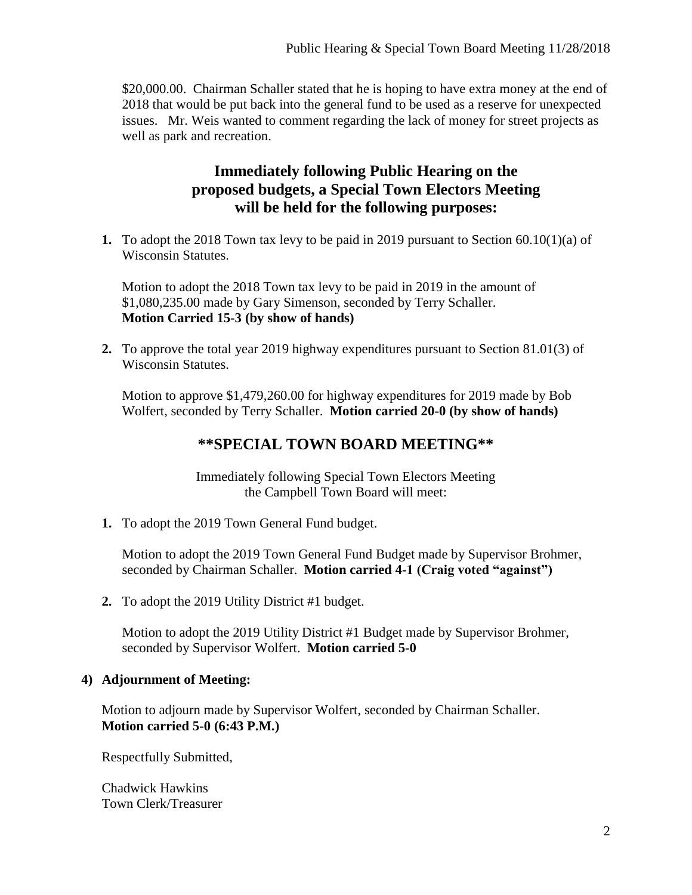$20,000.00. Chairman Schaller stated that he is hoping to have extra money at the end of 2018 that would be put back into the general fund to be used as a reserve for unexpected issues. Mr. Weis wanted to comment regarding the lack of money for street projects as well as park and recreation.

## Immediately following Public Hearing on the proposed budgets, a Special Town Electors Meeting will be held for the following purposes:

1. To adopt the 2018 Town tax levy to be paid in 2019 pursuant to Section 60.10(1)(a) of Wisconsin Statutes.

   Motion to adopt the 2018 Town tax levy to be paid in 2019 in the amount of $1,080,235.00 made by Gary Simenson, seconded by Terry Schaller.
   **Motion Carried 15-3 (by show of hands)**

2. To approve the total year 2019 highway expenditures pursuant to Section 81.01(3) of Wisconsin Statutes.

   Motion to approve $1,479,260.00 for highway expenditures for 2019 made by Bob Wolfert, seconded by Terry Schaller. **Motion carried 20-0 (by show of hands)**

## **SPECIAL TOWN BOARD MEETING**

Immediately following Special Town Electors Meeting the Campbell Town Board will meet:

1. To adopt the 2019 Town General Fund budget.

   Motion to adopt the 2019 Town General Fund Budget made by Supervisor Brohmer, seconded by Chairman Schaller. **Motion carried 4-1 (Craig voted "against")**

2. To adopt the 2019 Utility District #1 budget.

   Motion to adopt the 2019 Utility District #1 Budget made by Supervisor Brohmer, seconded by Supervisor Wolfert. **Motion carried 5-0**

### 4) Adjournment of Meeting:

Motion to adjourn made by Supervisor Wolfert, seconded by Chairman Schaller.
**Motion carried 5-0 (6:43 P.M.)**

Respectfully Submitted,

Chadwick Hawkins
Town Clerk/Treasurer